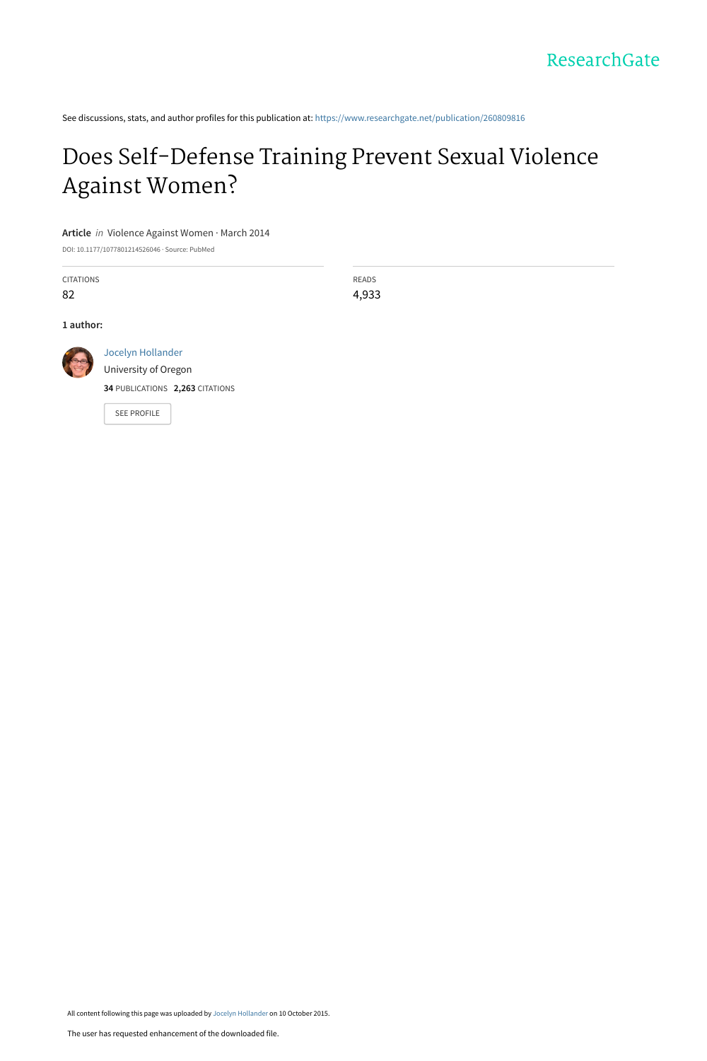ResearchGate

See discussions, stats, and author profiles for this publication at: https://www.researchgate.net/publication/260809816

# Does Self-Defense Training Prevent Sexual Violence Against Women?

**Article** *in* Violence Against Women · March 2014

DOI: 10.1177/1077801214526046 · Source: PubMed

| CITATIONS | READS |
|---|---|
| 82 | 4,933 |

**1 author:**

Jocelyn Hollander
University of Oregon
**34** PUBLICATIONS **2,263** CITATIONS

SEE PROFILE

All content following this page was uploaded by Jocelyn Hollander on 10 October 2015.

The user has requested enhancement of the downloaded file.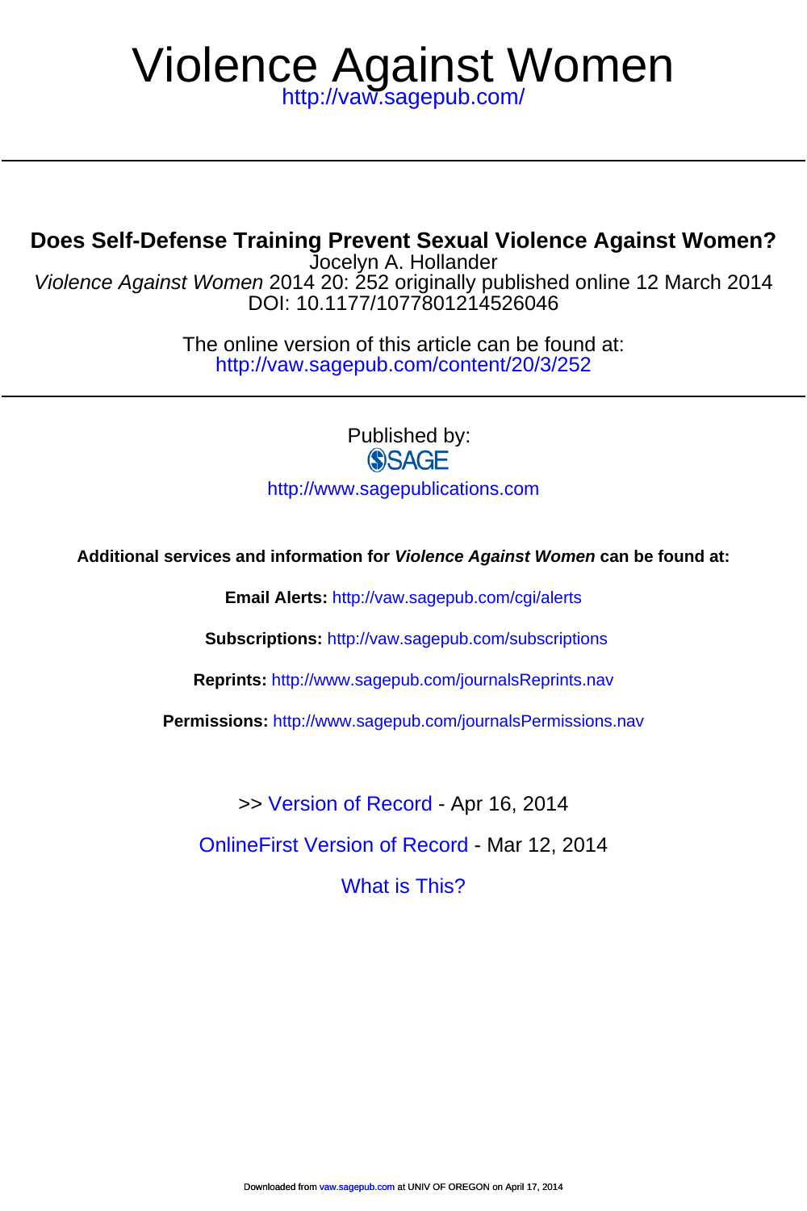# Violence Against Women

http://vaw.sagepub.com/

## Does Self-Defense Training Prevent Sexual Violence Against Women?

Jocelyn A. Hollander

*Violence Against Women* 2014 20: 252 originally published online 12 March 2014

DOI: 10.1177/1077801214526046

The online version of this article can be found at:

http://vaw.sagepub.com/content/20/3/252

Published by:

SAGE

http://www.sagepublications.com

**Additional services and information for *Violence Against Women* can be found at:**

**Email Alerts:** http://vaw.sagepub.com/cgi/alerts

**Subscriptions:** http://vaw.sagepub.com/subscriptions

**Reprints:** http://www.sagepub.com/journalsReprints.nav

**Permissions:** http://www.sagepub.com/journalsPermissions.nav

>> Version of Record - Apr 16, 2014

OnlineFirst Version of Record - Mar 12, 2014

What is This?

Downloaded from vaw.sagepub.com at UNIV OF OREGON on April 17, 2014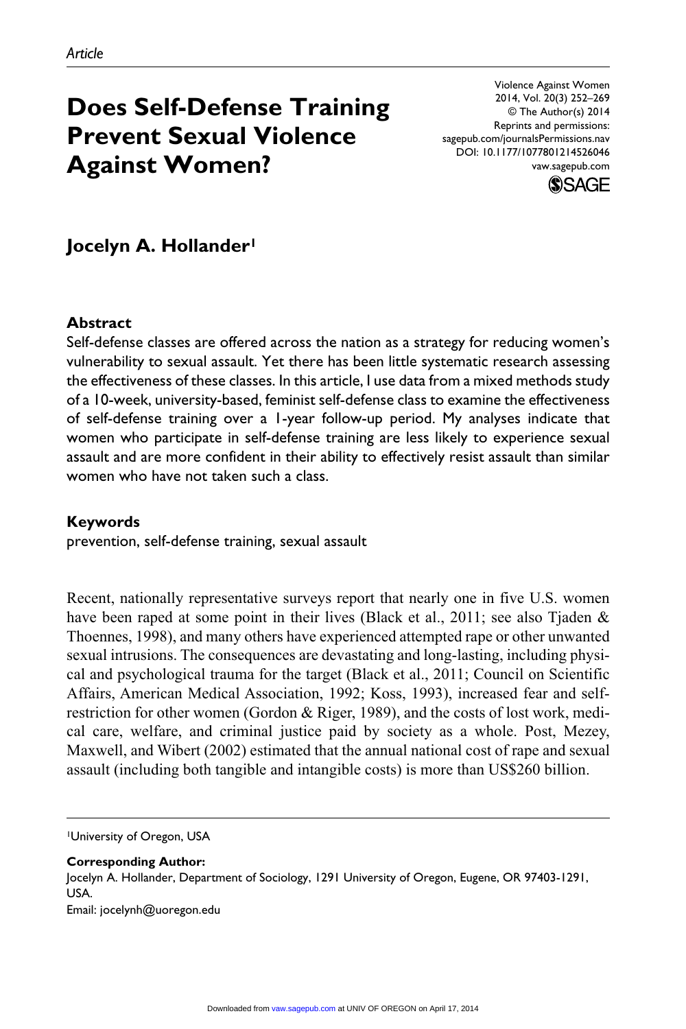*Article*

# Does Self-Defense Training Prevent Sexual Violence Against Women?

Violence Against Women
2014, Vol. 20(3) 252–269
© The Author(s) 2014
Reprints and permissions:
sagepub.com/journalsPermissions.nav
DOI: 10.1177/1077801214526046
vaw.sagepub.com

**Jocelyn A. Hollander**[1]

## Abstract

Self-defense classes are offered across the nation as a strategy for reducing women's vulnerability to sexual assault. Yet there has been little systematic research assessing the effectiveness of these classes. In this article, I use data from a mixed methods study of a 10-week, university-based, feminist self-defense class to examine the effectiveness of self-defense training over a 1-year follow-up period. My analyses indicate that women who participate in self-defense training are less likely to experience sexual assault and are more confident in their ability to effectively resist assault than similar women who have not taken such a class.

## Keywords

prevention, self-defense training, sexual assault

Recent, nationally representative surveys report that nearly one in five U.S. women have been raped at some point in their lives (Black et al., 2011; see also Tjaden & Thoennes, 1998), and many others have experienced attempted rape or other unwanted sexual intrusions. The consequences are devastating and long-lasting, including physical and psychological trauma for the target (Black et al., 2011; Council on Scientific Affairs, American Medical Association, 1992; Koss, 1993), increased fear and self-restriction for other women (Gordon & Riger, 1989), and the costs of lost work, medical care, welfare, and criminal justice paid by society as a whole. Post, Mezey, Maxwell, and Wibert (2002) estimated that the annual national cost of rape and sexual assault (including both tangible and intangible costs) is more than US$260 billion.

[1]University of Oregon, USA

**Corresponding Author:**
Jocelyn A. Hollander, Department of Sociology, 1291 University of Oregon, Eugene, OR 97403-1291, USA.
Email: jocelynh@uoregon.edu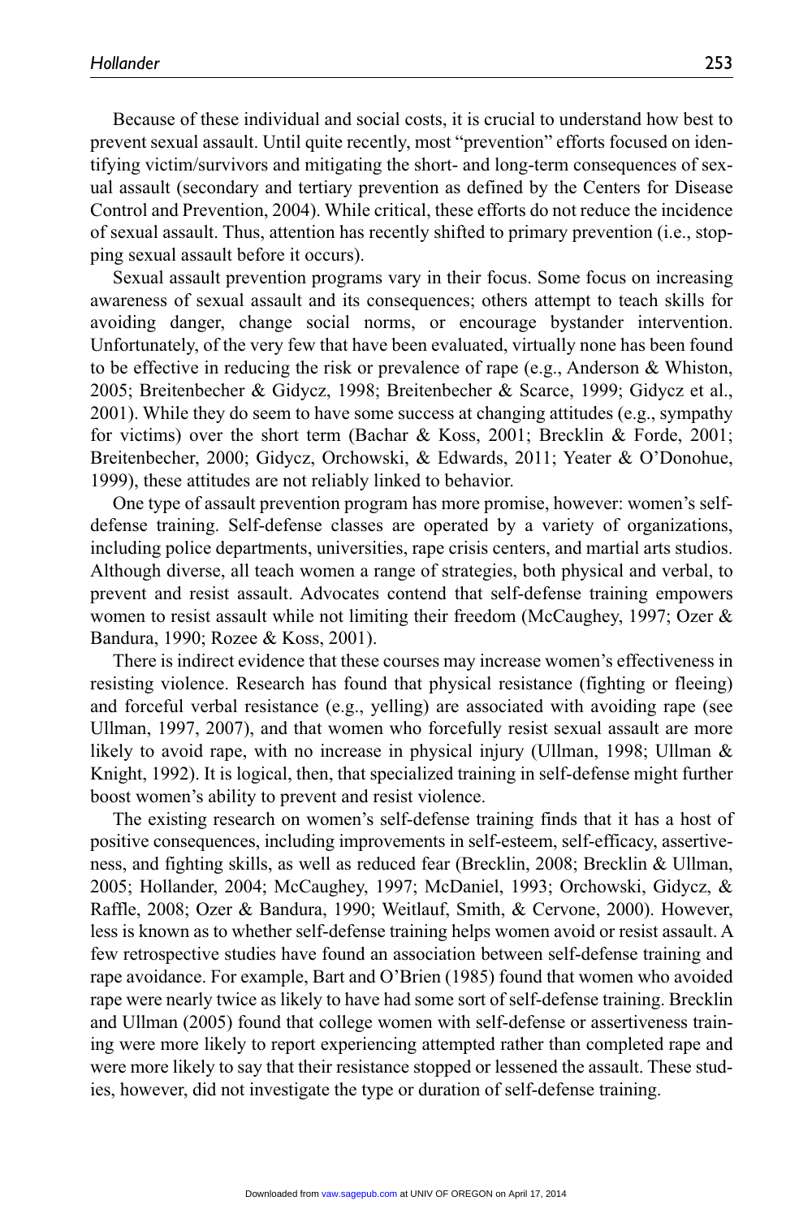Because of these individual and social costs, it is crucial to understand how best to prevent sexual assault. Until quite recently, most "prevention" efforts focused on identifying victim/survivors and mitigating the short- and long-term consequences of sexual assault (secondary and tertiary prevention as defined by the Centers for Disease Control and Prevention, 2004). While critical, these efforts do not reduce the incidence of sexual assault. Thus, attention has recently shifted to primary prevention (i.e., stopping sexual assault before it occurs).

Sexual assault prevention programs vary in their focus. Some focus on increasing awareness of sexual assault and its consequences; others attempt to teach skills for avoiding danger, change social norms, or encourage bystander intervention. Unfortunately, of the very few that have been evaluated, virtually none has been found to be effective in reducing the risk or prevalence of rape (e.g., Anderson & Whiston, 2005; Breitenbecher & Gidycz, 1998; Breitenbecher & Scarce, 1999; Gidycz et al., 2001). While they do seem to have some success at changing attitudes (e.g., sympathy for victims) over the short term (Bachar & Koss, 2001; Brecklin & Forde, 2001; Breitenbecher, 2000; Gidycz, Orchowski, & Edwards, 2011; Yeater & O'Donohue, 1999), these attitudes are not reliably linked to behavior.

One type of assault prevention program has more promise, however: women's self-defense training. Self-defense classes are operated by a variety of organizations, including police departments, universities, rape crisis centers, and martial arts studios. Although diverse, all teach women a range of strategies, both physical and verbal, to prevent and resist assault. Advocates contend that self-defense training empowers women to resist assault while not limiting their freedom (McCaughey, 1997; Ozer & Bandura, 1990; Rozee & Koss, 2001).

There is indirect evidence that these courses may increase women's effectiveness in resisting violence. Research has found that physical resistance (fighting or fleeing) and forceful verbal resistance (e.g., yelling) are associated with avoiding rape (see Ullman, 1997, 2007), and that women who forcefully resist sexual assault are more likely to avoid rape, with no increase in physical injury (Ullman, 1998; Ullman & Knight, 1992). It is logical, then, that specialized training in self-defense might further boost women's ability to prevent and resist violence.

The existing research on women's self-defense training finds that it has a host of positive consequences, including improvements in self-esteem, self-efficacy, assertiveness, and fighting skills, as well as reduced fear (Brecklin, 2008; Brecklin & Ullman, 2005; Hollander, 2004; McCaughey, 1997; McDaniel, 1993; Orchowski, Gidycz, & Raffle, 2008; Ozer & Bandura, 1990; Weitlauf, Smith, & Cervone, 2000). However, less is known as to whether self-defense training helps women avoid or resist assault. A few retrospective studies have found an association between self-defense training and rape avoidance. For example, Bart and O'Brien (1985) found that women who avoided rape were nearly twice as likely to have had some sort of self-defense training. Brecklin and Ullman (2005) found that college women with self-defense or assertiveness training were more likely to report experiencing attempted rather than completed rape and were more likely to say that their resistance stopped or lessened the assault. These studies, however, did not investigate the type or duration of self-defense training.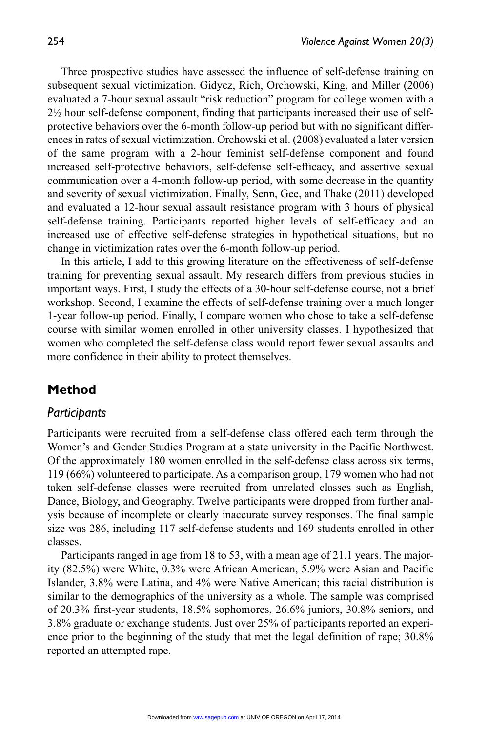Three prospective studies have assessed the influence of self-defense training on subsequent sexual victimization. Gidycz, Rich, Orchowski, King, and Miller (2006) evaluated a 7-hour sexual assault "risk reduction" program for college women with a 2½ hour self-defense component, finding that participants increased their use of self-protective behaviors over the 6-month follow-up period but with no significant differences in rates of sexual victimization. Orchowski et al. (2008) evaluated a later version of the same program with a 2-hour feminist self-defense component and found increased self-protective behaviors, self-defense self-efficacy, and assertive sexual communication over a 4-month follow-up period, with some decrease in the quantity and severity of sexual victimization. Finally, Senn, Gee, and Thake (2011) developed and evaluated a 12-hour sexual assault resistance program with 3 hours of physical self-defense training. Participants reported higher levels of self-efficacy and an increased use of effective self-defense strategies in hypothetical situations, but no change in victimization rates over the 6-month follow-up period.

In this article, I add to this growing literature on the effectiveness of self-defense training for preventing sexual assault. My research differs from previous studies in important ways. First, I study the effects of a 30-hour self-defense course, not a brief workshop. Second, I examine the effects of self-defense training over a much longer 1-year follow-up period. Finally, I compare women who chose to take a self-defense course with similar women enrolled in other university classes. I hypothesized that women who completed the self-defense class would report fewer sexual assaults and more confidence in their ability to protect themselves.

## Method

### *Participants*

Participants were recruited from a self-defense class offered each term through the Women's and Gender Studies Program at a state university in the Pacific Northwest. Of the approximately 180 women enrolled in the self-defense class across six terms, 119 (66%) volunteered to participate. As a comparison group, 179 women who had not taken self-defense classes were recruited from unrelated classes such as English, Dance, Biology, and Geography. Twelve participants were dropped from further analysis because of incomplete or clearly inaccurate survey responses. The final sample size was 286, including 117 self-defense students and 169 students enrolled in other classes.

Participants ranged in age from 18 to 53, with a mean age of 21.1 years. The majority (82.5%) were White, 0.3% were African American, 5.9% were Asian and Pacific Islander, 3.8% were Latina, and 4% were Native American; this racial distribution is similar to the demographics of the university as a whole. The sample was comprised of 20.3% first-year students, 18.5% sophomores, 26.6% juniors, 30.8% seniors, and 3.8% graduate or exchange students. Just over 25% of participants reported an experience prior to the beginning of the study that met the legal definition of rape; 30.8% reported an attempted rape.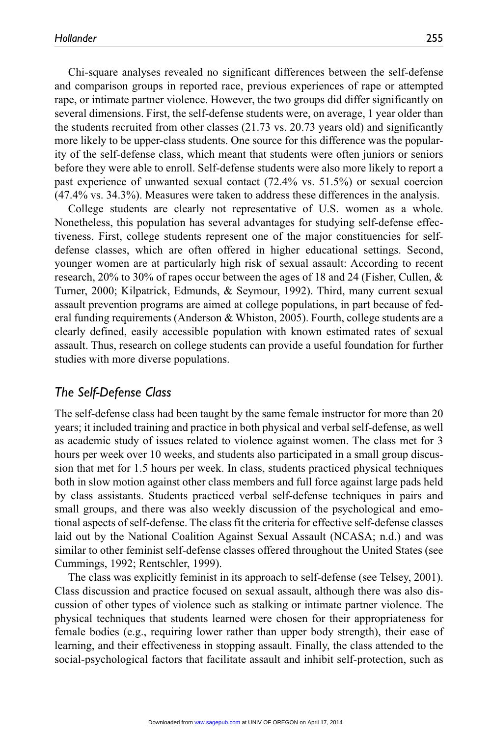Chi-square analyses revealed no significant differences between the self-defense and comparison groups in reported race, previous experiences of rape or attempted rape, or intimate partner violence. However, the two groups did differ significantly on several dimensions. First, the self-defense students were, on average, 1 year older than the students recruited from other classes (21.73 vs. 20.73 years old) and significantly more likely to be upper-class students. One source for this difference was the popularity of the self-defense class, which meant that students were often juniors or seniors before they were able to enroll. Self-defense students were also more likely to report a past experience of unwanted sexual contact (72.4% vs. 51.5%) or sexual coercion (47.4% vs. 34.3%). Measures were taken to address these differences in the analysis.

College students are clearly not representative of U.S. women as a whole. Nonetheless, this population has several advantages for studying self-defense effectiveness. First, college students represent one of the major constituencies for self-defense classes, which are often offered in higher educational settings. Second, younger women are at particularly high risk of sexual assault: According to recent research, 20% to 30% of rapes occur between the ages of 18 and 24 (Fisher, Cullen, & Turner, 2000; Kilpatrick, Edmunds, & Seymour, 1992). Third, many current sexual assault prevention programs are aimed at college populations, in part because of federal funding requirements (Anderson & Whiston, 2005). Fourth, college students are a clearly defined, easily accessible population with known estimated rates of sexual assault. Thus, research on college students can provide a useful foundation for further studies with more diverse populations.

## *The Self-Defense Class*

The self-defense class had been taught by the same female instructor for more than 20 years; it included training and practice in both physical and verbal self-defense, as well as academic study of issues related to violence against women. The class met for 3 hours per week over 10 weeks, and students also participated in a small group discussion that met for 1.5 hours per week. In class, students practiced physical techniques both in slow motion against other class members and full force against large pads held by class assistants. Students practiced verbal self-defense techniques in pairs and small groups, and there was also weekly discussion of the psychological and emotional aspects of self-defense. The class fit the criteria for effective self-defense classes laid out by the National Coalition Against Sexual Assault (NCASA; n.d.) and was similar to other feminist self-defense classes offered throughout the United States (see Cummings, 1992; Rentschler, 1999).

The class was explicitly feminist in its approach to self-defense (see Telsey, 2001). Class discussion and practice focused on sexual assault, although there was also discussion of other types of violence such as stalking or intimate partner violence. The physical techniques that students learned were chosen for their appropriateness for female bodies (e.g., requiring lower rather than upper body strength), their ease of learning, and their effectiveness in stopping assault. Finally, the class attended to the social-psychological factors that facilitate assault and inhibit self-protection, such as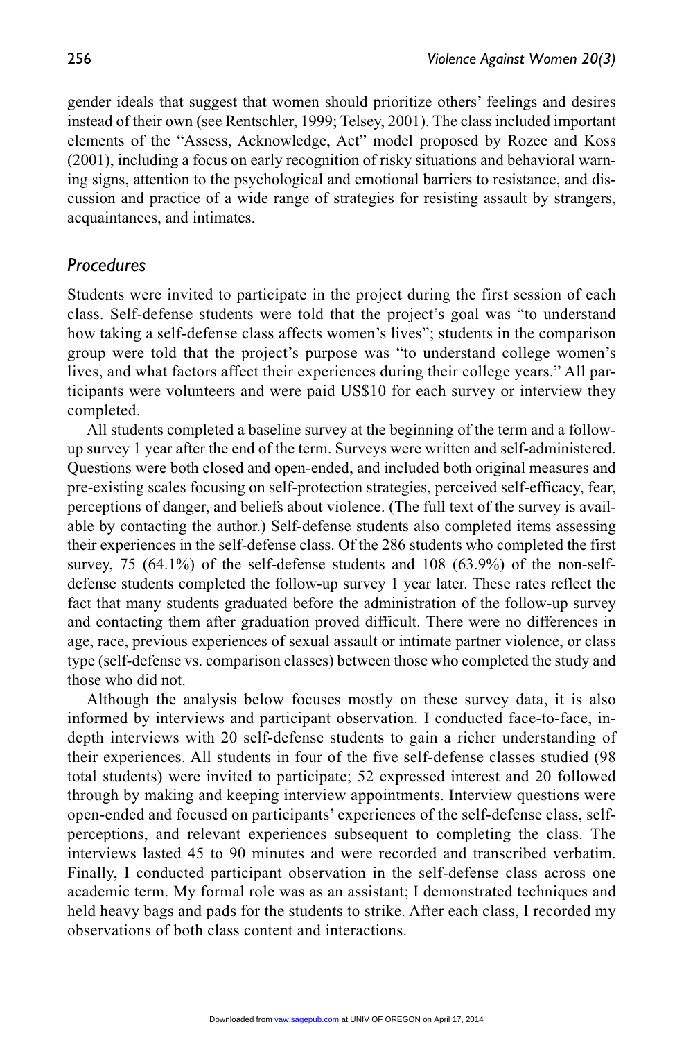gender ideals that suggest that women should prioritize others' feelings and desires instead of their own (see Rentschler, 1999; Telsey, 2001). The class included important elements of the "Assess, Acknowledge, Act" model proposed by Rozee and Koss (2001), including a focus on early recognition of risky situations and behavioral warning signs, attention to the psychological and emotional barriers to resistance, and discussion and practice of a wide range of strategies for resisting assault by strangers, acquaintances, and intimates.

## *Procedures*

Students were invited to participate in the project during the first session of each class. Self-defense students were told that the project's goal was "to understand how taking a self-defense class affects women's lives"; students in the comparison group were told that the project's purpose was "to understand college women's lives, and what factors affect their experiences during their college years." All participants were volunteers and were paid US$10 for each survey or interview they completed.

All students completed a baseline survey at the beginning of the term and a follow-up survey 1 year after the end of the term. Surveys were written and self-administered. Questions were both closed and open-ended, and included both original measures and pre-existing scales focusing on self-protection strategies, perceived self-efficacy, fear, perceptions of danger, and beliefs about violence. (The full text of the survey is available by contacting the author.) Self-defense students also completed items assessing their experiences in the self-defense class. Of the 286 students who completed the first survey, 75 (64.1%) of the self-defense students and 108 (63.9%) of the non-self-defense students completed the follow-up survey 1 year later. These rates reflect the fact that many students graduated before the administration of the follow-up survey and contacting them after graduation proved difficult. There were no differences in age, race, previous experiences of sexual assault or intimate partner violence, or class type (self-defense vs. comparison classes) between those who completed the study and those who did not.

Although the analysis below focuses mostly on these survey data, it is also informed by interviews and participant observation. I conducted face-to-face, in-depth interviews with 20 self-defense students to gain a richer understanding of their experiences. All students in four of the five self-defense classes studied (98 total students) were invited to participate; 52 expressed interest and 20 followed through by making and keeping interview appointments. Interview questions were open-ended and focused on participants' experiences of the self-defense class, self-perceptions, and relevant experiences subsequent to completing the class. The interviews lasted 45 to 90 minutes and were recorded and transcribed verbatim. Finally, I conducted participant observation in the self-defense class across one academic term. My formal role was as an assistant; I demonstrated techniques and held heavy bags and pads for the students to strike. After each class, I recorded my observations of both class content and interactions.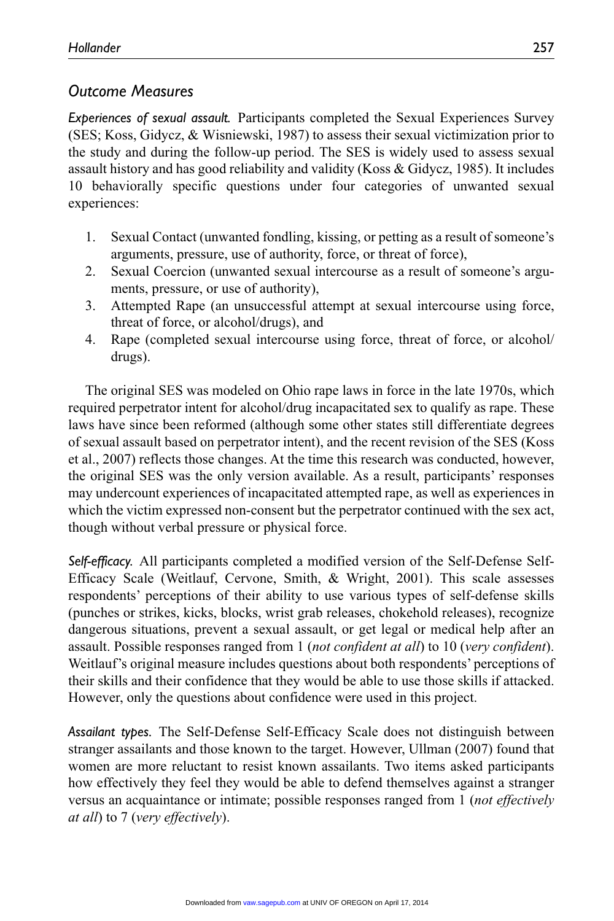## *Outcome Measures*

***Experiences of sexual assault.*** Participants completed the Sexual Experiences Survey (SES; Koss, Gidycz, & Wisniewski, 1987) to assess their sexual victimization prior to the study and during the follow-up period. The SES is widely used to assess sexual assault history and has good reliability and validity (Koss & Gidycz, 1985). It includes 10 behaviorally specific questions under four categories of unwanted sexual experiences:

1. Sexual Contact (unwanted fondling, kissing, or petting as a result of someone's arguments, pressure, use of authority, force, or threat of force),
2. Sexual Coercion (unwanted sexual intercourse as a result of someone's arguments, pressure, or use of authority),
3. Attempted Rape (an unsuccessful attempt at sexual intercourse using force, threat of force, or alcohol/drugs), and
4. Rape (completed sexual intercourse using force, threat of force, or alcohol/drugs).

The original SES was modeled on Ohio rape laws in force in the late 1970s, which required perpetrator intent for alcohol/drug incapacitated sex to qualify as rape. These laws have since been reformed (although some other states still differentiate degrees of sexual assault based on perpetrator intent), and the recent revision of the SES (Koss et al., 2007) reflects those changes. At the time this research was conducted, however, the original SES was the only version available. As a result, participants' responses may undercount experiences of incapacitated attempted rape, as well as experiences in which the victim expressed non-consent but the perpetrator continued with the sex act, though without verbal pressure or physical force.

***Self-efficacy.*** All participants completed a modified version of the Self-Defense Self-Efficacy Scale (Weitlauf, Cervone, Smith, & Wright, 2001). This scale assesses respondents' perceptions of their ability to use various types of self-defense skills (punches or strikes, kicks, blocks, wrist grab releases, chokehold releases), recognize dangerous situations, prevent a sexual assault, or get legal or medical help after an assault. Possible responses ranged from 1 (*not confident at all*) to 10 (*very confident*). Weitlauf's original measure includes questions about both respondents' perceptions of their skills and their confidence that they would be able to use those skills if attacked. However, only the questions about confidence were used in this project.

***Assailant types.*** The Self-Defense Self-Efficacy Scale does not distinguish between stranger assailants and those known to the target. However, Ullman (2007) found that women are more reluctant to resist known assailants. Two items asked participants how effectively they feel they would be able to defend themselves against a stranger versus an acquaintance or intimate; possible responses ranged from 1 (*not effectively at all*) to 7 (*very effectively*).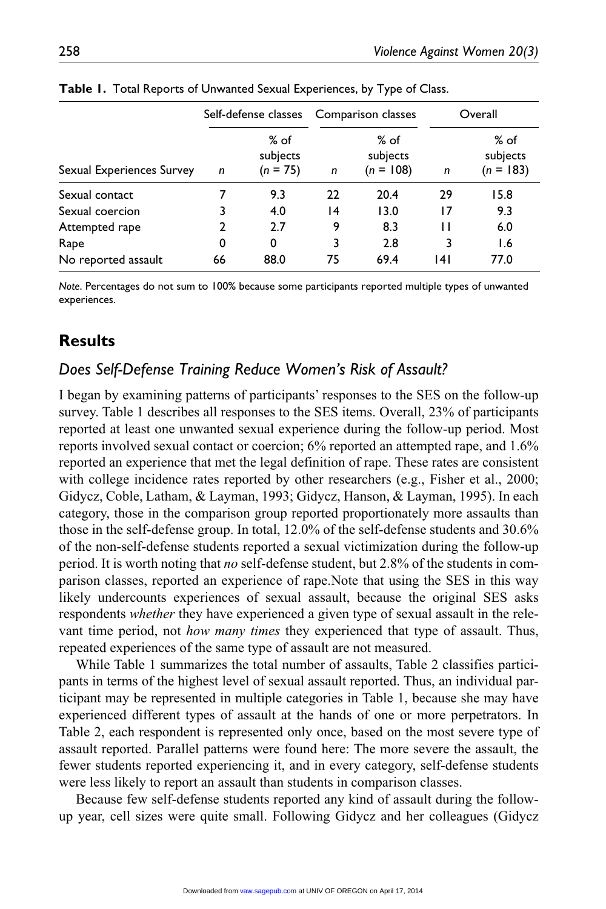**Table 1.** Total Reports of Unwanted Sexual Experiences, by Type of Class.

| | Self-defense classes | | Comparison classes | | Overall | |
|---|---|---|---|---|---|---|
| Sexual Experiences Survey | *n* | % of subjects (*n* = 75) | *n* | % of subjects (*n* = 108) | *n* | % of subjects (*n* = 183) |
| Sexual contact | 7 | 9.3 | 22 | 20.4 | 29 | 15.8 |
| Sexual coercion | 3 | 4.0 | 14 | 13.0 | 17 | 9.3 |
| Attempted rape | 2 | 2.7 | 9 | 8.3 | 11 | 6.0 |
| Rape | 0 | 0 | 3 | 2.8 | 3 | 1.6 |
| No reported assault | 66 | 88.0 | 75 | 69.4 | 141 | 77.0 |

*Note*. Percentages do not sum to 100% because some participants reported multiple types of unwanted experiences.

## Results

### *Does Self-Defense Training Reduce Women's Risk of Assault?*

I began by examining patterns of participants' responses to the SES on the follow-up survey. Table 1 describes all responses to the SES items. Overall, 23% of participants reported at least one unwanted sexual experience during the follow-up period. Most reports involved sexual contact or coercion; 6% reported an attempted rape, and 1.6% reported an experience that met the legal definition of rape. These rates are consistent with college incidence rates reported by other researchers (e.g., Fisher et al., 2000; Gidycz, Coble, Latham, & Layman, 1993; Gidycz, Hanson, & Layman, 1995). In each category, those in the comparison group reported proportionately more assaults than those in the self-defense group. In total, 12.0% of the self-defense students and 30.6% of the non-self-defense students reported a sexual victimization during the follow-up period. It is worth noting that *no* self-defense student, but 2.8% of the students in comparison classes, reported an experience of rape.Note that using the SES in this way likely undercounts experiences of sexual assault, because the original SES asks respondents *whether* they have experienced a given type of sexual assault in the relevant time period, not *how many times* they experienced that type of assault. Thus, repeated experiences of the same type of assault are not measured.

While Table 1 summarizes the total number of assaults, Table 2 classifies participants in terms of the highest level of sexual assault reported. Thus, an individual participant may be represented in multiple categories in Table 1, because she may have experienced different types of assault at the hands of one or more perpetrators. In Table 2, each respondent is represented only once, based on the most severe type of assault reported. Parallel patterns were found here: The more severe the assault, the fewer students reported experiencing it, and in every category, self-defense students were less likely to report an assault than students in comparison classes.

Because few self-defense students reported any kind of assault during the follow-up year, cell sizes were quite small. Following Gidycz and her colleagues (Gidycz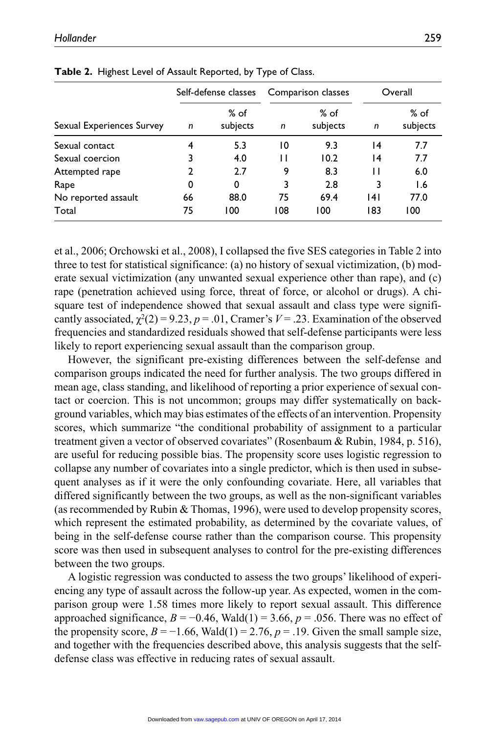**Table 2.** Highest Level of Assault Reported, by Type of Class.

| | Self-defense classes | | Comparison classes | | Overall | |
|---|---|---|---|---|---|---|
| Sexual Experiences Survey | *n* | % of subjects | *n* | % of subjects | *n* | % of subjects |
| Sexual contact | 4 | 5.3 | 10 | 9.3 | 14 | 7.7 |
| Sexual coercion | 3 | 4.0 | 11 | 10.2 | 14 | 7.7 |
| Attempted rape | 2 | 2.7 | 9 | 8.3 | 11 | 6.0 |
| Rape | 0 | 0 | 3 | 2.8 | 3 | 1.6 |
| No reported assault | 66 | 88.0 | 75 | 69.4 | 141 | 77.0 |
| Total | 75 | 100 | 108 | 100 | 183 | 100 |

et al., 2006; Orchowski et al., 2008), I collapsed the five SES categories in Table 2 into three to test for statistical significance: (a) no history of sexual victimization, (b) moderate sexual victimization (any unwanted sexual experience other than rape), and (c) rape (penetration achieved using force, threat of force, or alcohol or drugs). A chi-square test of independence showed that sexual assault and class type were significantly associated, $\chi^2(2) = 9.23$, $p = .01$, Cramer's $V = .23$. Examination of the observed frequencies and standardized residuals showed that self-defense participants were less likely to report experiencing sexual assault than the comparison group.

However, the significant pre-existing differences between the self-defense and comparison groups indicated the need for further analysis. The two groups differed in mean age, class standing, and likelihood of reporting a prior experience of sexual contact or coercion. This is not uncommon; groups may differ systematically on background variables, which may bias estimates of the effects of an intervention. Propensity scores, which summarize "the conditional probability of assignment to a particular treatment given a vector of observed covariates" (Rosenbaum & Rubin, 1984, p. 516), are useful for reducing possible bias. The propensity score uses logistic regression to collapse any number of covariates into a single predictor, which is then used in subsequent analyses as if it were the only confounding covariate. Here, all variables that differed significantly between the two groups, as well as the non-significant variables (as recommended by Rubin & Thomas, 1996), were used to develop propensity scores, which represent the estimated probability, as determined by the covariate values, of being in the self-defense course rather than the comparison course. This propensity score was then used in subsequent analyses to control for the pre-existing differences between the two groups.

A logistic regression was conducted to assess the two groups' likelihood of experiencing any type of assault across the follow-up year. As expected, women in the comparison group were 1.58 times more likely to report sexual assault. This difference approached significance, $B = -0.46$, Wald(1) = 3.66, $p = .056$. There was no effect of the propensity score, $B = -1.66$, Wald(1) = 2.76, $p = .19$. Given the small sample size, and together with the frequencies described above, this analysis suggests that the self-defense class was effective in reducing rates of sexual assault.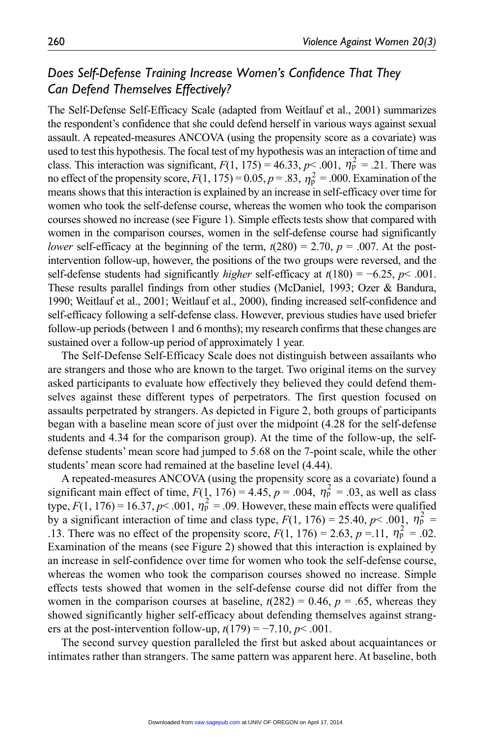### *Does Self-Defense Training Increase Women's Confidence That They Can Defend Themselves Effectively?*

The Self-Defense Self-Efficacy Scale (adapted from Weitlauf et al., 2001) summarizes the respondent's confidence that she could defend herself in various ways against sexual assault. A repeated-measures ANCOVA (using the propensity score as a covariate) was used to test this hypothesis. The focal test of my hypothesis was an interaction of time and class. This interaction was significant, $F(1, 175) = 46.33$, $p < .001$, $\eta_p^2 = .21$. There was no effect of the propensity score, $F(1, 175) = 0.05$, $p = .83$, $\eta_p^2 = .000$. Examination of the means shows that this interaction is explained by an increase in self-efficacy over time for women who took the self-defense course, whereas the women who took the comparison courses showed no increase (see Figure 1). Simple effects tests show that compared with women in the comparison courses, women in the self-defense course had significantly *lower* self-efficacy at the beginning of the term, $t(280) = 2.70$, $p = .007$. At the post-intervention follow-up, however, the positions of the two groups were reversed, and the self-defense students had significantly *higher* self-efficacy at $t(180) = -6.25$, $p < .001$. These results parallel findings from other studies (McDaniel, 1993; Ozer & Bandura, 1990; Weitlauf et al., 2001; Weitlauf et al., 2000), finding increased self-confidence and self-efficacy following a self-defense class. However, previous studies have used briefer follow-up periods (between 1 and 6 months); my research confirms that these changes are sustained over a follow-up period of approximately 1 year.

The Self-Defense Self-Efficacy Scale does not distinguish between assailants who are strangers and those who are known to the target. Two original items on the survey asked participants to evaluate how effectively they believed they could defend themselves against these different types of perpetrators. The first question focused on assaults perpetrated by strangers. As depicted in Figure 2, both groups of participants began with a baseline mean score of just over the midpoint (4.28 for the self-defense students and 4.34 for the comparison group). At the time of the follow-up, the self-defense students' mean score had jumped to 5.68 on the 7-point scale, while the other students' mean score had remained at the baseline level (4.44).

A repeated-measures ANCOVA (using the propensity score as a covariate) found a significant main effect of time, $F(1, 176) = 4.45$, $p = .004$, $\eta_p^2 = .03$, as well as class type, $F(1, 176) = 16.37$, $p < .001$, $\eta_p^2 = .09$. However, these main effects were qualified by a significant interaction of time and class type, $F(1, 176) = 25.40$, $p < .001$, $\eta_p^2 = .13$. There was no effect of the propensity score, $F(1, 176) = 2.63$, $p = .11$, $\eta_p^2 = .02$. Examination of the means (see Figure 2) showed that this interaction is explained by an increase in self-confidence over time for women who took the self-defense course, whereas the women who took the comparison courses showed no increase. Simple effects tests showed that women in the self-defense course did not differ from the women in the comparison courses at baseline, $t(282) = 0.46$, $p = .65$, whereas they showed significantly higher self-efficacy about defending themselves against strangers at the post-intervention follow-up, $t(179) = -7.10$, $p < .001$.

The second survey question paralleled the first but asked about acquaintances or intimates rather than strangers. The same pattern was apparent here. At baseline, both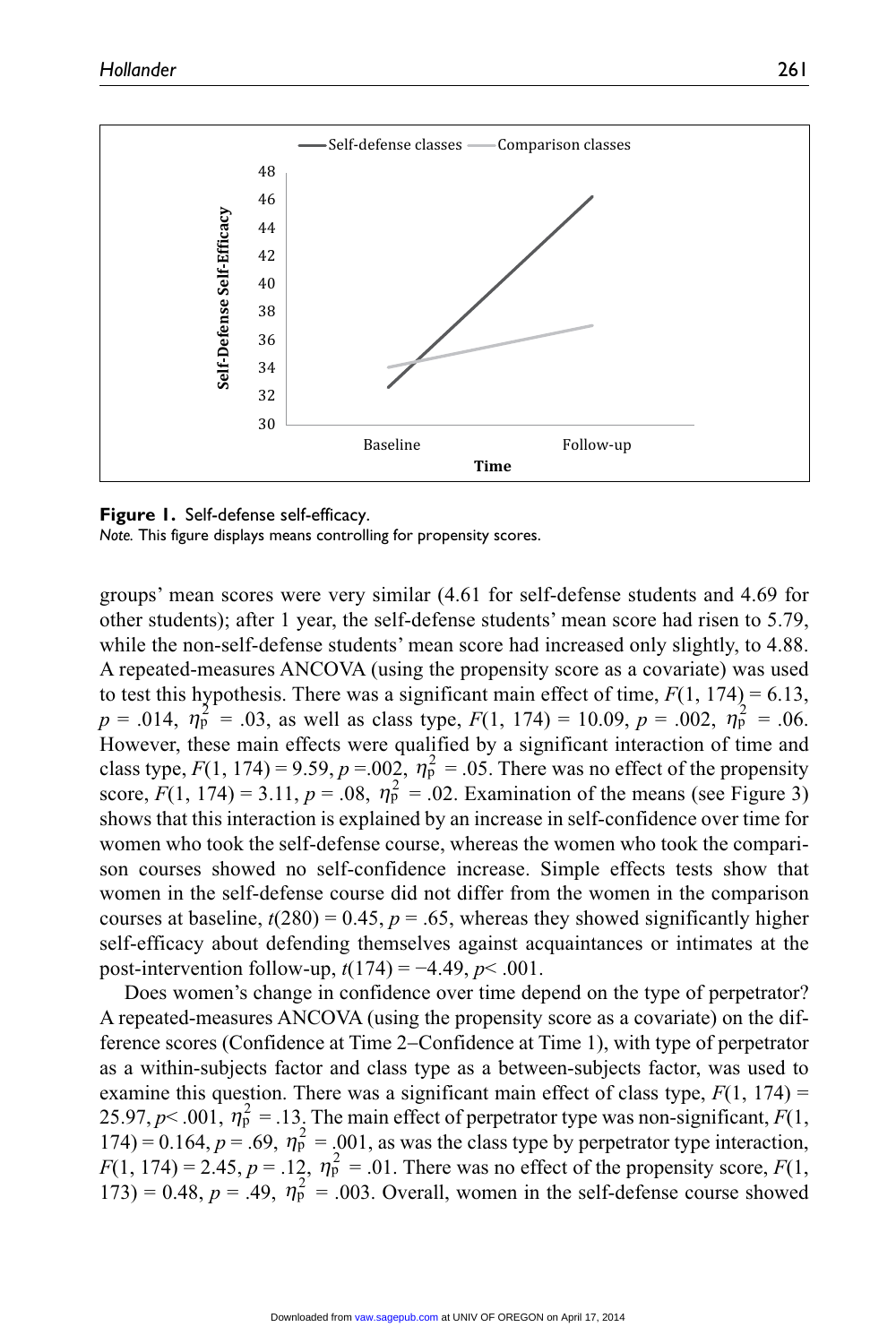**Figure 1.** Self-defense self-efficacy.
*Note.* This figure displays means controlling for propensity scores.

groups' mean scores were very similar (4.61 for self-defense students and 4.69 for other students); after 1 year, the self-defense students' mean score had risen to 5.79, while the non-self-defense students' mean score had increased only slightly, to 4.88. A repeated-measures ANCOVA (using the propensity score as a covariate) was used to test this hypothesis. There was a significant main effect of time, $F(1, 174) = 6.13$, $p = .014$, $\eta_p^2 = .03$, as well as class type, $F(1, 174) = 10.09$, $p = .002$, $\eta_p^2 = .06$. However, these main effects were qualified by a significant interaction of time and class type, $F(1, 174) = 9.59$, $p = .002$, $\eta_p^2 = .05$. There was no effect of the propensity score, $F(1, 174) = 3.11$, $p = .08$, $\eta_p^2 = .02$. Examination of the means (see Figure 3) shows that this interaction is explained by an increase in self-confidence over time for women who took the self-defense course, whereas the women who took the comparison courses showed no self-confidence increase. Simple effects tests show that women in the self-defense course did not differ from the women in the comparison courses at baseline, $t(280) = 0.45$, $p = .65$, whereas they showed significantly higher self-efficacy about defending themselves against acquaintances or intimates at the post-intervention follow-up, $t(174) = -4.49$, $p < .001$.

Does women's change in confidence over time depend on the type of perpetrator? A repeated-measures ANCOVA (using the propensity score as a covariate) on the difference scores (Confidence at Time 2–Confidence at Time 1), with type of perpetrator as a within-subjects factor and class type as a between-subjects factor, was used to examine this question. There was a significant main effect of class type, $F(1, 174) = 25.97$, $p < .001$, $\eta_p^2 = .13$. The main effect of perpetrator type was non-significant, $F(1, 174) = 0.164$, $p = .69$, $\eta_p^2 = .001$, as was the class type by perpetrator type interaction, $F(1, 174) = 2.45$, $p = .12$, $\eta_p^2 = .01$. There was no effect of the propensity score, $F(1, 173) = 0.48$, $p = .49$, $\eta_p^2 = .003$. Overall, women in the self-defense course showed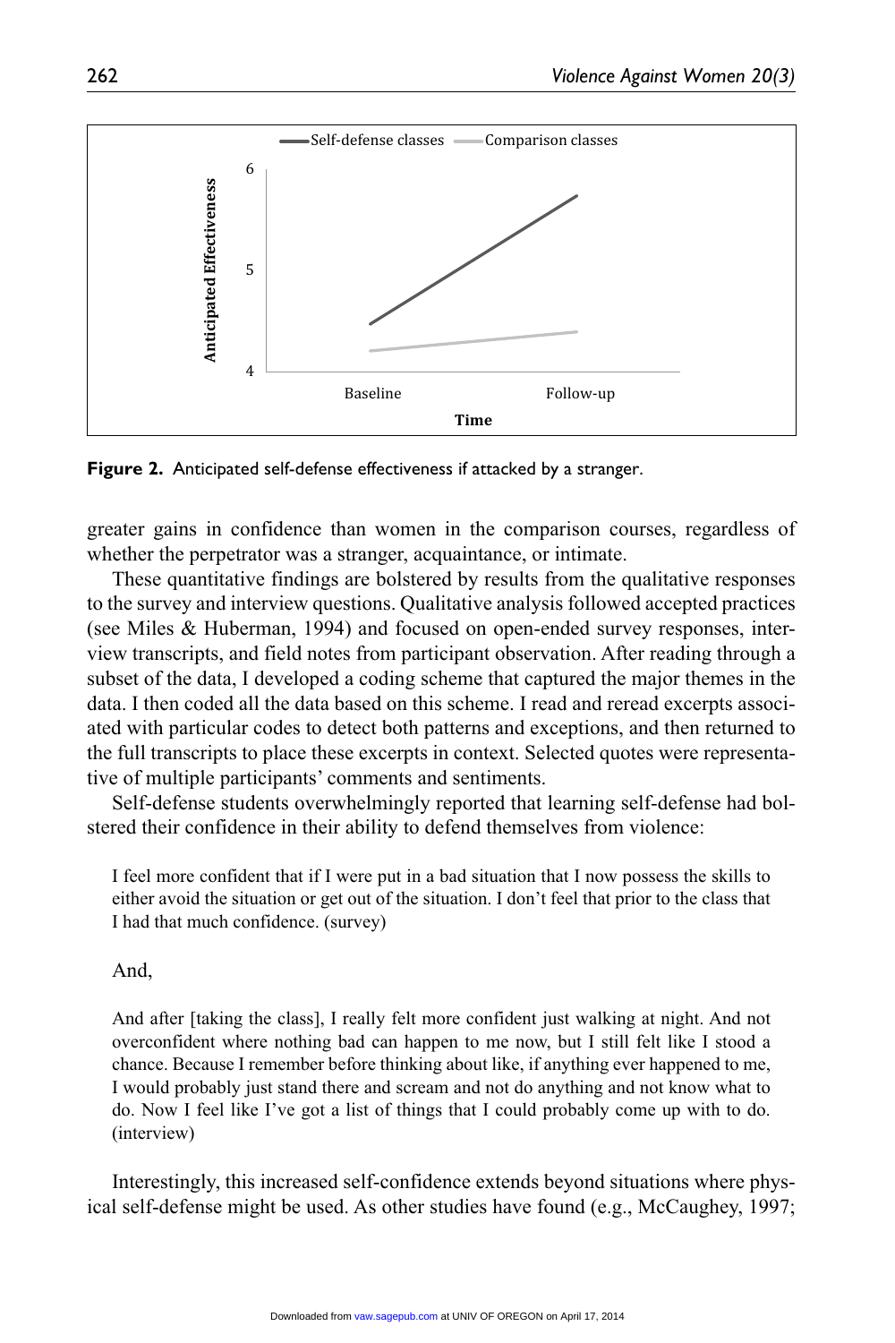**Figure 2.** Anticipated self-defense effectiveness if attacked by a stranger.

greater gains in confidence than women in the comparison courses, regardless of whether the perpetrator was a stranger, acquaintance, or intimate.

These quantitative findings are bolstered by results from the qualitative responses to the survey and interview questions. Qualitative analysis followed accepted practices (see Miles & Huberman, 1994) and focused on open-ended survey responses, interview transcripts, and field notes from participant observation. After reading through a subset of the data, I developed a coding scheme that captured the major themes in the data. I then coded all the data based on this scheme. I read and reread excerpts associated with particular codes to detect both patterns and exceptions, and then returned to the full transcripts to place these excerpts in context. Selected quotes were representative of multiple participants' comments and sentiments.

Self-defense students overwhelmingly reported that learning self-defense had bolstered their confidence in their ability to defend themselves from violence:

> I feel more confident that if I were put in a bad situation that I now possess the skills to either avoid the situation or get out of the situation. I don't feel that prior to the class that I had that much confidence. (survey)

And,

> And after [taking the class], I really felt more confident just walking at night. And not overconfident where nothing bad can happen to me now, but I still felt like I stood a chance. Because I remember before thinking about like, if anything ever happened to me, I would probably just stand there and scream and not do anything and not know what to do. Now I feel like I've got a list of things that I could probably come up with to do. (interview)

Interestingly, this increased self-confidence extends beyond situations where physical self-defense might be used. As other studies have found (e.g., McCaughey, 1997;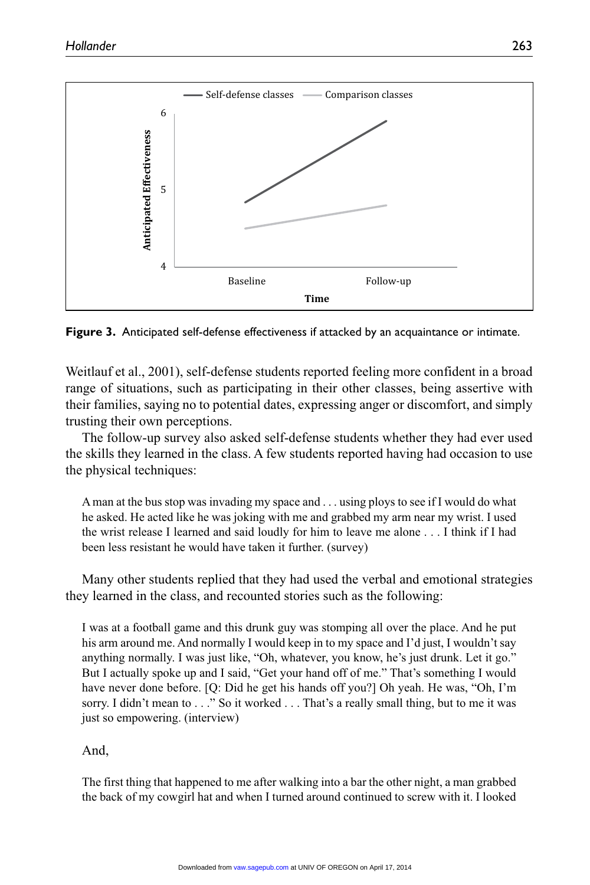Self-defense classes
Comparison classes

6
5
4

Anticipated Effectiveness

Baseline
Follow-up

Time

**Figure 3.** Anticipated self-defense effectiveness if attacked by an acquaintance or intimate.

Weitlauf et al., 2001), self-defense students reported feeling more confident in a broad range of situations, such as participating in their other classes, being assertive with their families, saying no to potential dates, expressing anger or discomfort, and simply trusting their own perceptions.

The follow-up survey also asked self-defense students whether they had ever used the skills they learned in the class. A few students reported having had occasion to use the physical techniques:

> A man at the bus stop was invading my space and . . . using ploys to see if I would do what he asked. He acted like he was joking with me and grabbed my arm near my wrist. I used the wrist release I learned and said loudly for him to leave me alone . . . I think if I had been less resistant he would have taken it further. (survey)

Many other students replied that they had used the verbal and emotional strategies they learned in the class, and recounted stories such as the following:

> I was at a football game and this drunk guy was stomping all over the place. And he put his arm around me. And normally I would keep in to my space and I'd just, I wouldn't say anything normally. I was just like, "Oh, whatever, you know, he's just drunk. Let it go." But I actually spoke up and I said, "Get your hand off of me." That's something I would have never done before. [Q: Did he get his hands off you?] Oh yeah. He was, "Oh, I'm sorry. I didn't mean to . . ." So it worked . . . That's a really small thing, but to me it was just so empowering. (interview)

And,

> The first thing that happened to me after walking into a bar the other night, a man grabbed the back of my cowgirl hat and when I turned around continued to screw with it. I looked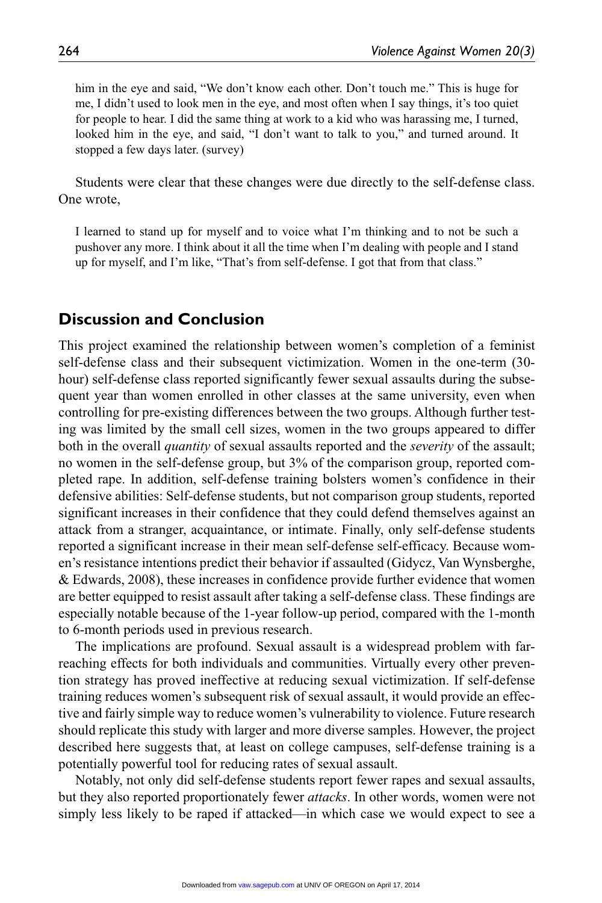> him in the eye and said, "We don't know each other. Don't touch me." This is huge for me, I didn't used to look men in the eye, and most often when I say things, it's too quiet for people to hear. I did the same thing at work to a kid who was harassing me, I turned, looked him in the eye, and said, "I don't want to talk to you," and turned around. It stopped a few days later. (survey)

Students were clear that these changes were due directly to the self-defense class. One wrote,

> I learned to stand up for myself and to voice what I'm thinking and to not be such a pushover any more. I think about it all the time when I'm dealing with people and I stand up for myself, and I'm like, "That's from self-defense. I got that from that class."

## Discussion and Conclusion

This project examined the relationship between women's completion of a feminist self-defense class and their subsequent victimization. Women in the one-term (30-hour) self-defense class reported significantly fewer sexual assaults during the subsequent year than women enrolled in other classes at the same university, even when controlling for pre-existing differences between the two groups. Although further testing was limited by the small cell sizes, women in the two groups appeared to differ both in the overall *quantity* of sexual assaults reported and the *severity* of the assault; no women in the self-defense group, but 3% of the comparison group, reported completed rape. In addition, self-defense training bolsters women's confidence in their defensive abilities: Self-defense students, but not comparison group students, reported significant increases in their confidence that they could defend themselves against an attack from a stranger, acquaintance, or intimate. Finally, only self-defense students reported a significant increase in their mean self-defense self-efficacy. Because women's resistance intentions predict their behavior if assaulted (Gidycz, Van Wynsberghe, & Edwards, 2008), these increases in confidence provide further evidence that women are better equipped to resist assault after taking a self-defense class. These findings are especially notable because of the 1-year follow-up period, compared with the 1-month to 6-month periods used in previous research.

The implications are profound. Sexual assault is a widespread problem with far-reaching effects for both individuals and communities. Virtually every other prevention strategy has proved ineffective at reducing sexual victimization. If self-defense training reduces women's subsequent risk of sexual assault, it would provide an effective and fairly simple way to reduce women's vulnerability to violence. Future research should replicate this study with larger and more diverse samples. However, the project described here suggests that, at least on college campuses, self-defense training is a potentially powerful tool for reducing rates of sexual assault.

Notably, not only did self-defense students report fewer rapes and sexual assaults, but they also reported proportionately fewer *attacks*. In other words, women were not simply less likely to be raped if attacked—in which case we would expect to see a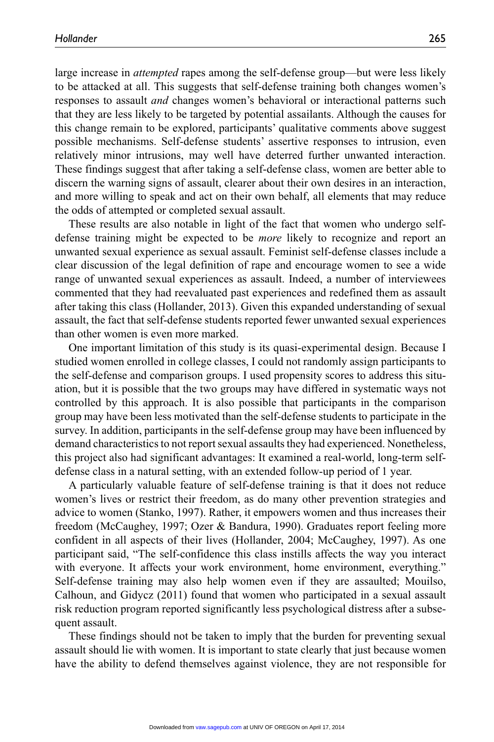large increase in *attempted* rapes among the self-defense group—but were less likely to be attacked at all. This suggests that self-defense training both changes women's responses to assault *and* changes women's behavioral or interactional patterns such that they are less likely to be targeted by potential assailants. Although the causes for this change remain to be explored, participants' qualitative comments above suggest possible mechanisms. Self-defense students' assertive responses to intrusion, even relatively minor intrusions, may well have deterred further unwanted interaction. These findings suggest that after taking a self-defense class, women are better able to discern the warning signs of assault, clearer about their own desires in an interaction, and more willing to speak and act on their own behalf, all elements that may reduce the odds of attempted or completed sexual assault.

These results are also notable in light of the fact that women who undergo self-defense training might be expected to be *more* likely to recognize and report an unwanted sexual experience as sexual assault. Feminist self-defense classes include a clear discussion of the legal definition of rape and encourage women to see a wide range of unwanted sexual experiences as assault. Indeed, a number of interviewees commented that they had reevaluated past experiences and redefined them as assault after taking this class (Hollander, 2013). Given this expanded understanding of sexual assault, the fact that self-defense students reported fewer unwanted sexual experiences than other women is even more marked.

One important limitation of this study is its quasi-experimental design. Because I studied women enrolled in college classes, I could not randomly assign participants to the self-defense and comparison groups. I used propensity scores to address this situation, but it is possible that the two groups may have differed in systematic ways not controlled by this approach. It is also possible that participants in the comparison group may have been less motivated than the self-defense students to participate in the survey. In addition, participants in the self-defense group may have been influenced by demand characteristics to not report sexual assaults they had experienced. Nonetheless, this project also had significant advantages: It examined a real-world, long-term self-defense class in a natural setting, with an extended follow-up period of 1 year.

A particularly valuable feature of self-defense training is that it does not reduce women's lives or restrict their freedom, as do many other prevention strategies and advice to women (Stanko, 1997). Rather, it empowers women and thus increases their freedom (McCaughey, 1997; Ozer & Bandura, 1990). Graduates report feeling more confident in all aspects of their lives (Hollander, 2004; McCaughey, 1997). As one participant said, "The self-confidence this class instills affects the way you interact with everyone. It affects your work environment, home environment, everything." Self-defense training may also help women even if they are assaulted; Mouilso, Calhoun, and Gidycz (2011) found that women who participated in a sexual assault risk reduction program reported significantly less psychological distress after a subsequent assault.

These findings should not be taken to imply that the burden for preventing sexual assault should lie with women. It is important to state clearly that just because women have the ability to defend themselves against violence, they are not responsible for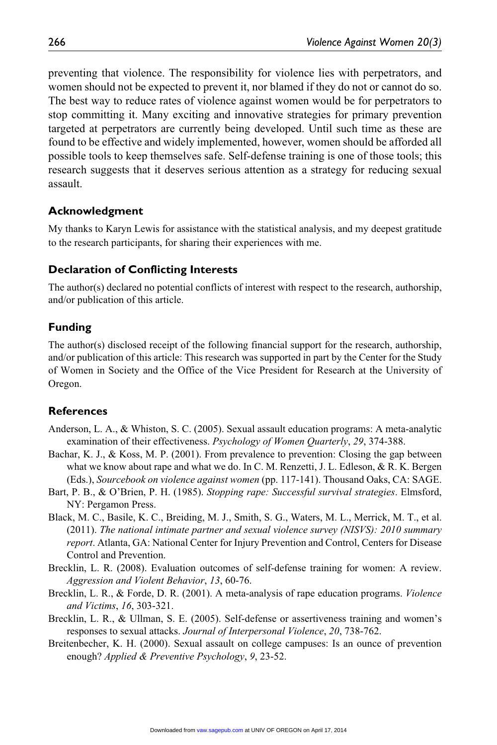preventing that violence. The responsibility for violence lies with perpetrators, and women should not be expected to prevent it, nor blamed if they do not or cannot do so. The best way to reduce rates of violence against women would be for perpetrators to stop committing it. Many exciting and innovative strategies for primary prevention targeted at perpetrators are currently being developed. Until such time as these are found to be effective and widely implemented, however, women should be afforded all possible tools to keep themselves safe. Self-defense training is one of those tools; this research suggests that it deserves serious attention as a strategy for reducing sexual assault.

## Acknowledgment

My thanks to Karyn Lewis for assistance with the statistical analysis, and my deepest gratitude to the research participants, for sharing their experiences with me.

## Declaration of Conflicting Interests

The author(s) declared no potential conflicts of interest with respect to the research, authorship, and/or publication of this article.

## Funding

The author(s) disclosed receipt of the following financial support for the research, authorship, and/or publication of this article: This research was supported in part by the Center for the Study of Women in Society and the Office of the Vice President for Research at the University of Oregon.

## References

Anderson, L. A., & Whiston, S. C. (2005). Sexual assault education programs: A meta-analytic examination of their effectiveness. *Psychology of Women Quarterly*, *29*, 374-388.

Bachar, K. J., & Koss, M. P. (2001). From prevalence to prevention: Closing the gap between what we know about rape and what we do. In C. M. Renzetti, J. L. Edleson, & R. K. Bergen (Eds.), *Sourcebook on violence against women* (pp. 117-141). Thousand Oaks, CA: SAGE.

Bart, P. B., & O'Brien, P. H. (1985). *Stopping rape: Successful survival strategies*. Elmsford, NY: Pergamon Press.

Black, M. C., Basile, K. C., Breiding, M. J., Smith, S. G., Waters, M. L., Merrick, M. T., et al. (2011). *The national intimate partner and sexual violence survey (NISVS): 2010 summary report*. Atlanta, GA: National Center for Injury Prevention and Control, Centers for Disease Control and Prevention.

Brecklin, L. R. (2008). Evaluation outcomes of self-defense training for women: A review. *Aggression and Violent Behavior*, *13*, 60-76.

Brecklin, L. R., & Forde, D. R. (2001). A meta-analysis of rape education programs. *Violence and Victims*, *16*, 303-321.

Brecklin, L. R., & Ullman, S. E. (2005). Self-defense or assertiveness training and women's responses to sexual attacks. *Journal of Interpersonal Violence*, *20*, 738-762.

Breitenbecher, K. H. (2000). Sexual assault on college campuses: Is an ounce of prevention enough? *Applied & Preventive Psychology*, *9*, 23-52.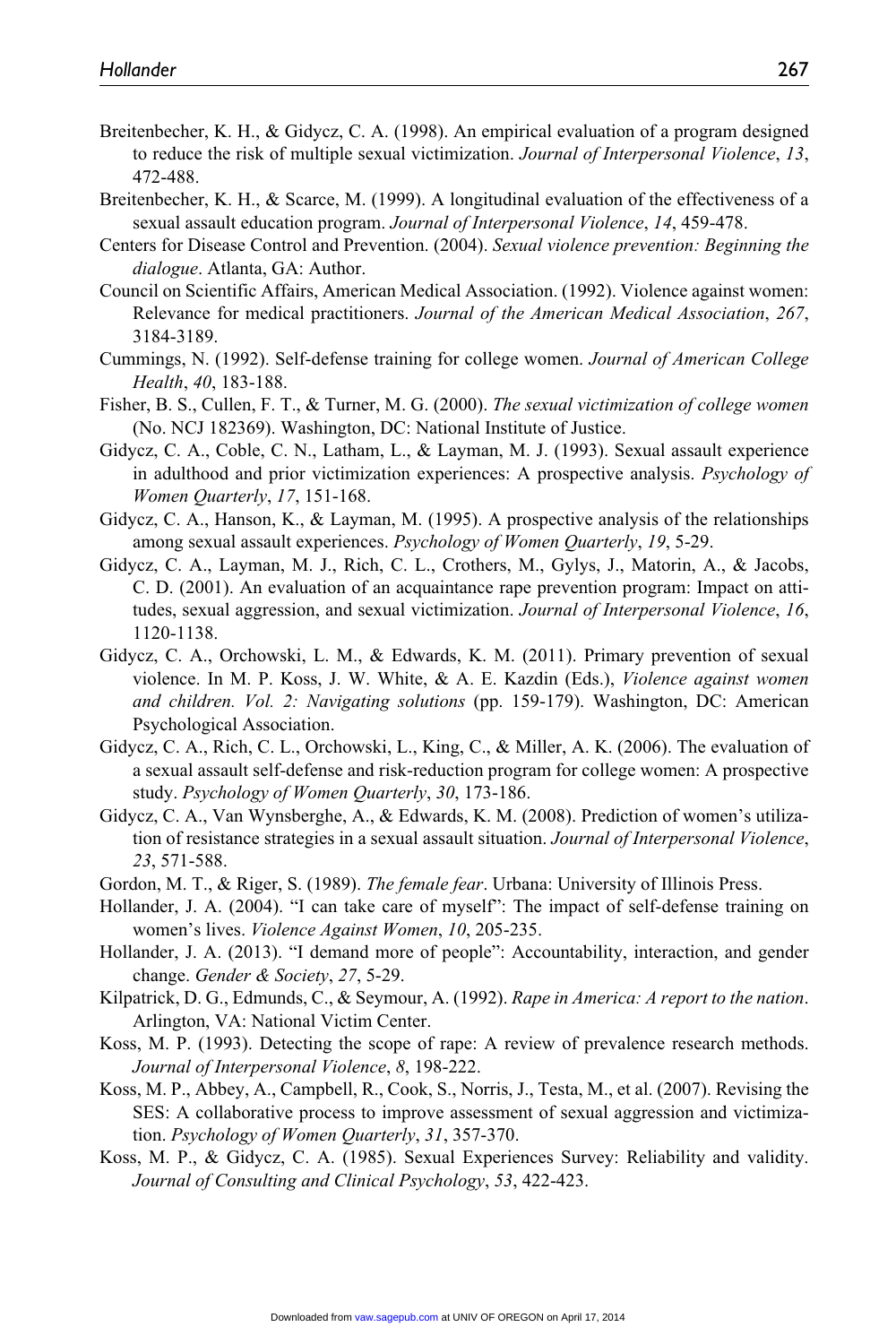Breitenbecher, K. H., & Gidycz, C. A. (1998). An empirical evaluation of a program designed to reduce the risk of multiple sexual victimization. *Journal of Interpersonal Violence*, *13*, 472-488.

Breitenbecher, K. H., & Scarce, M. (1999). A longitudinal evaluation of the effectiveness of a sexual assault education program. *Journal of Interpersonal Violence*, *14*, 459-478.

Centers for Disease Control and Prevention. (2004). *Sexual violence prevention: Beginning the dialogue*. Atlanta, GA: Author.

Council on Scientific Affairs, American Medical Association. (1992). Violence against women: Relevance for medical practitioners. *Journal of the American Medical Association*, *267*, 3184-3189.

Cummings, N. (1992). Self-defense training for college women. *Journal of American College Health*, *40*, 183-188.

Fisher, B. S., Cullen, F. T., & Turner, M. G. (2000). *The sexual victimization of college women* (No. NCJ 182369). Washington, DC: National Institute of Justice.

Gidycz, C. A., Coble, C. N., Latham, L., & Layman, M. J. (1993). Sexual assault experience in adulthood and prior victimization experiences: A prospective analysis. *Psychology of Women Quarterly*, *17*, 151-168.

Gidycz, C. A., Hanson, K., & Layman, M. (1995). A prospective analysis of the relationships among sexual assault experiences. *Psychology of Women Quarterly*, *19*, 5-29.

Gidycz, C. A., Layman, M. J., Rich, C. L., Crothers, M., Gylys, J., Matorin, A., & Jacobs, C. D. (2001). An evaluation of an acquaintance rape prevention program: Impact on attitudes, sexual aggression, and sexual victimization. *Journal of Interpersonal Violence*, *16*, 1120-1138.

Gidycz, C. A., Orchowski, L. M., & Edwards, K. M. (2011). Primary prevention of sexual violence. In M. P. Koss, J. W. White, & A. E. Kazdin (Eds.), *Violence against women and children. Vol. 2: Navigating solutions* (pp. 159-179). Washington, DC: American Psychological Association.

Gidycz, C. A., Rich, C. L., Orchowski, L., King, C., & Miller, A. K. (2006). The evaluation of a sexual assault self-defense and risk-reduction program for college women: A prospective study. *Psychology of Women Quarterly*, *30*, 173-186.

Gidycz, C. A., Van Wynsberghe, A., & Edwards, K. M. (2008). Prediction of women's utilization of resistance strategies in a sexual assault situation. *Journal of Interpersonal Violence*, *23*, 571-588.

Gordon, M. T., & Riger, S. (1989). *The female fear*. Urbana: University of Illinois Press.

Hollander, J. A. (2004). "I can take care of myself": The impact of self-defense training on women's lives. *Violence Against Women*, *10*, 205-235.

Hollander, J. A. (2013). "I demand more of people": Accountability, interaction, and gender change. *Gender & Society*, *27*, 5-29.

Kilpatrick, D. G., Edmunds, C., & Seymour, A. (1992). *Rape in America: A report to the nation*. Arlington, VA: National Victim Center.

Koss, M. P. (1993). Detecting the scope of rape: A review of prevalence research methods. *Journal of Interpersonal Violence*, *8*, 198-222.

Koss, M. P., Abbey, A., Campbell, R., Cook, S., Norris, J., Testa, M., et al. (2007). Revising the SES: A collaborative process to improve assessment of sexual aggression and victimization. *Psychology of Women Quarterly*, *31*, 357-370.

Koss, M. P., & Gidycz, C. A. (1985). Sexual Experiences Survey: Reliability and validity. *Journal of Consulting and Clinical Psychology*, *53*, 422-423.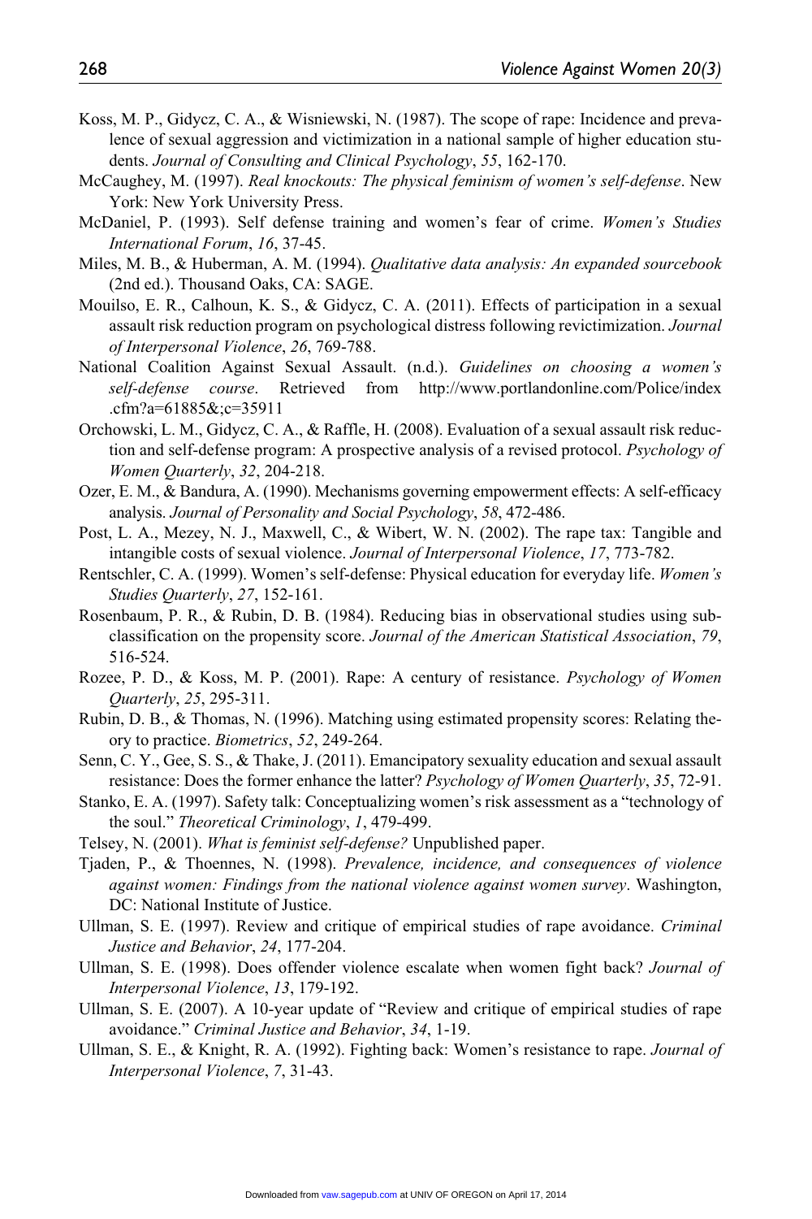Koss, M. P., Gidycz, C. A., & Wisniewski, N. (1987). The scope of rape: Incidence and prevalence of sexual aggression and victimization in a national sample of higher education students. *Journal of Consulting and Clinical Psychology*, *55*, 162-170.

McCaughey, M. (1997). *Real knockouts: The physical feminism of women's self-defense*. New York: New York University Press.

McDaniel, P. (1993). Self defense training and women's fear of crime. *Women's Studies International Forum*, *16*, 37-45.

Miles, M. B., & Huberman, A. M. (1994). *Qualitative data analysis: An expanded sourcebook* (2nd ed.). Thousand Oaks, CA: SAGE.

Mouilso, E. R., Calhoun, K. S., & Gidycz, C. A. (2011). Effects of participation in a sexual assault risk reduction program on psychological distress following revictimization. *Journal of Interpersonal Violence*, *26*, 769-788.

National Coalition Against Sexual Assault. (n.d.). *Guidelines on choosing a women's self-defense course*. Retrieved from http://www.portlandonline.com/Police/index.cfm?a=61885&;c=35911

Orchowski, L. M., Gidycz, C. A., & Raffle, H. (2008). Evaluation of a sexual assault risk reduction and self-defense program: A prospective analysis of a revised protocol. *Psychology of Women Quarterly*, *32*, 204-218.

Ozer, E. M., & Bandura, A. (1990). Mechanisms governing empowerment effects: A self-efficacy analysis. *Journal of Personality and Social Psychology*, *58*, 472-486.

Post, L. A., Mezey, N. J., Maxwell, C., & Wibert, W. N. (2002). The rape tax: Tangible and intangible costs of sexual violence. *Journal of Interpersonal Violence*, *17*, 773-782.

Rentschler, C. A. (1999). Women's self-defense: Physical education for everyday life. *Women's Studies Quarterly*, *27*, 152-161.

Rosenbaum, P. R., & Rubin, D. B. (1984). Reducing bias in observational studies using subclassification on the propensity score. *Journal of the American Statistical Association*, *79*, 516-524.

Rozee, P. D., & Koss, M. P. (2001). Rape: A century of resistance. *Psychology of Women Quarterly*, *25*, 295-311.

Rubin, D. B., & Thomas, N. (1996). Matching using estimated propensity scores: Relating theory to practice. *Biometrics*, *52*, 249-264.

Senn, C. Y., Gee, S. S., & Thake, J. (2011). Emancipatory sexuality education and sexual assault resistance: Does the former enhance the latter? *Psychology of Women Quarterly*, *35*, 72-91.

Stanko, E. A. (1997). Safety talk: Conceptualizing women's risk assessment as a "technology of the soul." *Theoretical Criminology*, *1*, 479-499.

Telsey, N. (2001). *What is feminist self-defense?* Unpublished paper.

Tjaden, P., & Thoennes, N. (1998). *Prevalence, incidence, and consequences of violence against women: Findings from the national violence against women survey*. Washington, DC: National Institute of Justice.

Ullman, S. E. (1997). Review and critique of empirical studies of rape avoidance. *Criminal Justice and Behavior*, *24*, 177-204.

Ullman, S. E. (1998). Does offender violence escalate when women fight back? *Journal of Interpersonal Violence*, *13*, 179-192.

Ullman, S. E. (2007). A 10-year update of "Review and critique of empirical studies of rape avoidance." *Criminal Justice and Behavior*, *34*, 1-19.

Ullman, S. E., & Knight, R. A. (1992). Fighting back: Women's resistance to rape. *Journal of Interpersonal Violence*, *7*, 31-43.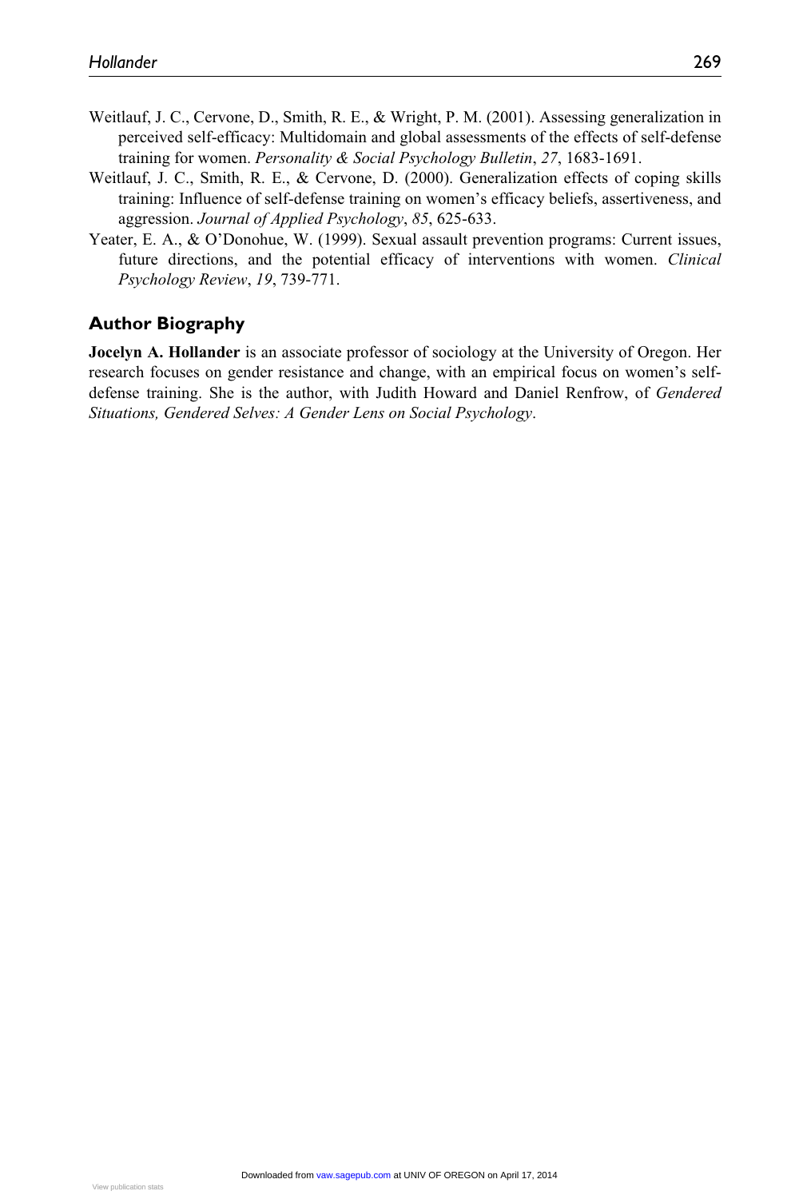Weitlauf, J. C., Cervone, D., Smith, R. E., & Wright, P. M. (2001). Assessing generalization in perceived self-efficacy: Multidomain and global assessments of the effects of self-defense training for women. *Personality & Social Psychology Bulletin*, *27*, 1683-1691.

Weitlauf, J. C., Smith, R. E., & Cervone, D. (2000). Generalization effects of coping skills training: Influence of self-defense training on women's efficacy beliefs, assertiveness, and aggression. *Journal of Applied Psychology*, *85*, 625-633.

Yeater, E. A., & O'Donohue, W. (1999). Sexual assault prevention programs: Current issues, future directions, and the potential efficacy of interventions with women. *Clinical Psychology Review*, *19*, 739-771.

## Author Biography

**Jocelyn A. Hollander** is an associate professor of sociology at the University of Oregon. Her research focuses on gender resistance and change, with an empirical focus on women's self-defense training. She is the author, with Judith Howard and Daniel Renfrow, of *Gendered Situations, Gendered Selves: A Gender Lens on Social Psychology*.